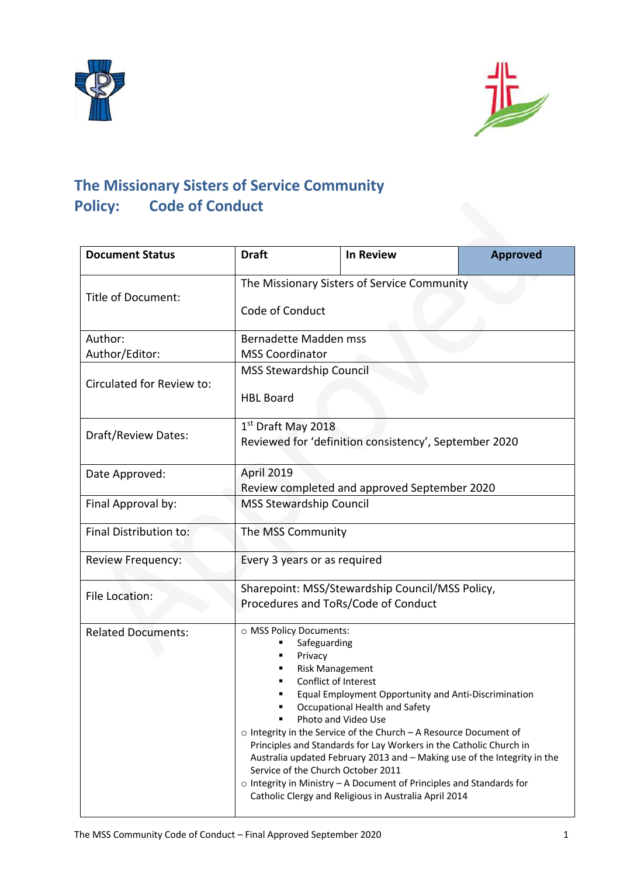# The Missionary Sisters of Service Community
## Policy: Code of Conduct

| Document Status | Draft | In Review | Approved |
|---|---|---|---|
| Title of Document: | The Missionary Sisters of Service Community<br><br>Code of Conduct | | |
| Author:<br>Author/Editor: | Bernadette Madden mss<br>MSS Coordinator | | |
| Circulated for Review to: | MSS Stewardship Council<br><br>HBL Board | | |
| Draft/Review Dates: | 1st Draft May 2018<br>Reviewed for 'definition consistency', September 2020 | | |
| Date Approved: | April 2019<br>Review completed and approved September 2020 | | |
| Final Approval by: | MSS Stewardship Council | | |
| Final Distribution to: | The MSS Community | | |
| Review Frequency: | Every 3 years or as required | | |
| File Location: | Sharepoint: MSS/Stewardship Council/MSS Policy, Procedures and ToRs/Code of Conduct | | |
| Related Documents: | ○ MSS Policy Documents:<br>▪ Safeguarding<br>▪ Privacy<br>▪ Risk Management<br>▪ Conflict of Interest<br>▪ Equal Employment Opportunity and Anti-Discrimination<br>▪ Occupational Health and Safety<br>▪ Photo and Video Use<br>○ Integrity in the Service of the Church – A Resource Document of Principles and Standards for Lay Workers in the Catholic Church in Australia updated February 2013 and – Making use of the Integrity in the Service of the Church October 2011<br>○ Integrity in Ministry – A Document of Principles and Standards for Catholic Clergy and Religious in Australia April 2014 | | |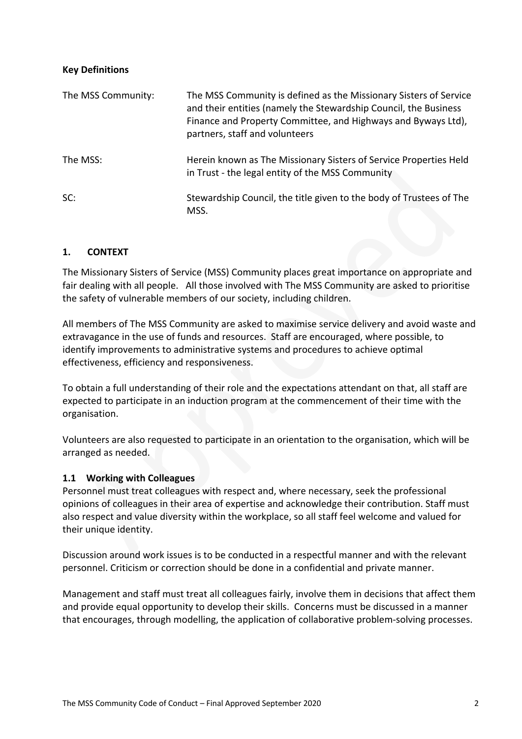**Key Definitions**

| | |
|---|---|
| The MSS Community: | The MSS Community is defined as the Missionary Sisters of Service and their entities (namely the Stewardship Council, the Business Finance and Property Committee, and Highways and Byways Ltd), partners, staff and volunteers |
| The MSS: | Herein known as The Missionary Sisters of Service Properties Held in Trust - the legal entity of the MSS Community |
| SC: | Stewardship Council, the title given to the body of Trustees of The MSS. |

## 1. CONTEXT

The Missionary Sisters of Service (MSS) Community places great importance on appropriate and fair dealing with all people. All those involved with The MSS Community are asked to prioritise the safety of vulnerable members of our society, including children.

All members of The MSS Community are asked to maximise service delivery and avoid waste and extravagance in the use of funds and resources. Staff are encouraged, where possible, to identify improvements to administrative systems and procedures to achieve optimal effectiveness, efficiency and responsiveness.

To obtain a full understanding of their role and the expectations attendant on that, all staff are expected to participate in an induction program at the commencement of their time with the organisation.

Volunteers are also requested to participate in an orientation to the organisation, which will be arranged as needed.

### 1.1 Working with Colleagues

Personnel must treat colleagues with respect and, where necessary, seek the professional opinions of colleagues in their area of expertise and acknowledge their contribution. Staff must also respect and value diversity within the workplace, so all staff feel welcome and valued for their unique identity.

Discussion around work issues is to be conducted in a respectful manner and with the relevant personnel. Criticism or correction should be done in a confidential and private manner.

Management and staff must treat all colleagues fairly, involve them in decisions that affect them and provide equal opportunity to develop their skills. Concerns must be discussed in a manner that encourages, through modelling, the application of collaborative problem-solving processes.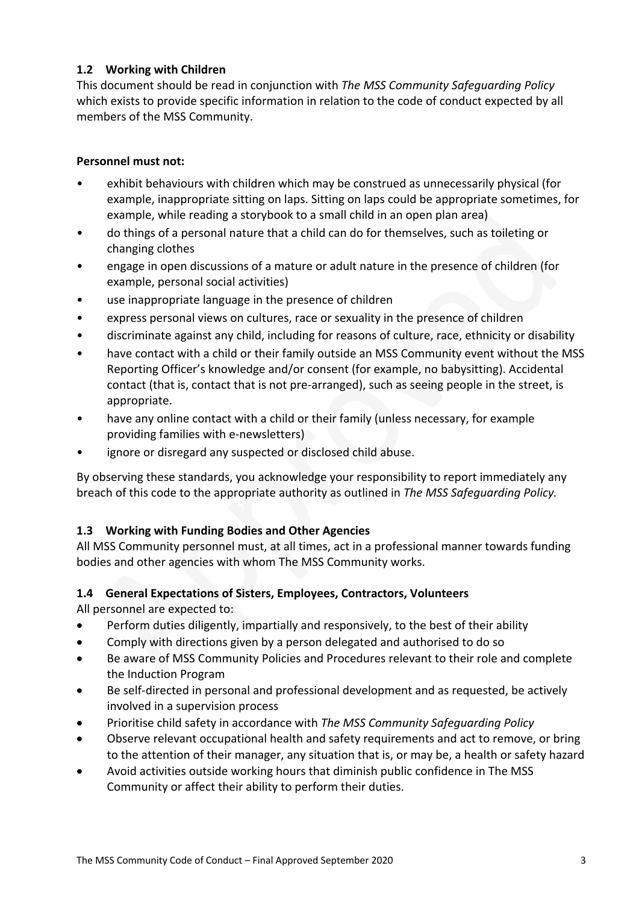### 1.2 Working with Children

This document should be read in conjunction with *The MSS Community Safeguarding Policy* which exists to provide specific information in relation to the code of conduct expected by all members of the MSS Community.

**Personnel must not:**

- exhibit behaviours with children which may be construed as unnecessarily physical (for example, inappropriate sitting on laps. Sitting on laps could be appropriate sometimes, for example, while reading a storybook to a small child in an open plan area)
- do things of a personal nature that a child can do for themselves, such as toileting or changing clothes
- engage in open discussions of a mature or adult nature in the presence of children (for example, personal social activities)
- use inappropriate language in the presence of children
- express personal views on cultures, race or sexuality in the presence of children
- discriminate against any child, including for reasons of culture, race, ethnicity or disability
- have contact with a child or their family outside an MSS Community event without the MSS Reporting Officer's knowledge and/or consent (for example, no babysitting). Accidental contact (that is, contact that is not pre-arranged), such as seeing people in the street, is appropriate.
- have any online contact with a child or their family (unless necessary, for example providing families with e-newsletters)
- ignore or disregard any suspected or disclosed child abuse.

By observing these standards, you acknowledge your responsibility to report immediately any breach of this code to the appropriate authority as outlined in *The MSS Safeguarding Policy.*

### 1.3 Working with Funding Bodies and Other Agencies

All MSS Community personnel must, at all times, act in a professional manner towards funding bodies and other agencies with whom The MSS Community works.

### 1.4 General Expectations of Sisters, Employees, Contractors, Volunteers

All personnel are expected to:

- Perform duties diligently, impartially and responsively, to the best of their ability
- Comply with directions given by a person delegated and authorised to do so
- Be aware of MSS Community Policies and Procedures relevant to their role and complete the Induction Program
- Be self-directed in personal and professional development and as requested, be actively involved in a supervision process
- Prioritise child safety in accordance with *The MSS Community Safeguarding Policy*
- Observe relevant occupational health and safety requirements and act to remove, or bring to the attention of their manager, any situation that is, or may be, a health or safety hazard
- Avoid activities outside working hours that diminish public confidence in The MSS Community or affect their ability to perform their duties.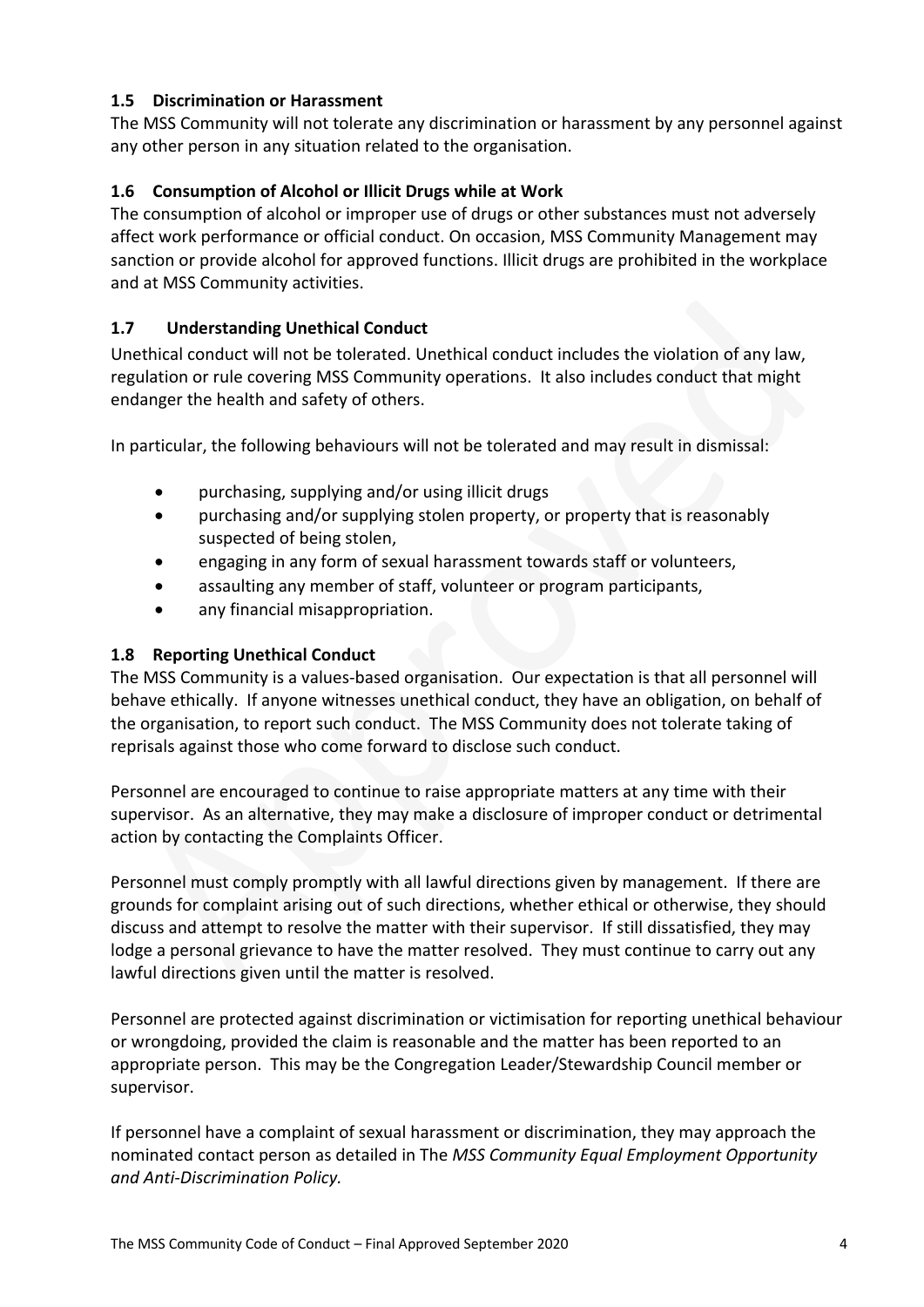### 1.5 Discrimination or Harassment

The MSS Community will not tolerate any discrimination or harassment by any personnel against any other person in any situation related to the organisation.

### 1.6 Consumption of Alcohol or Illicit Drugs while at Work

The consumption of alcohol or improper use of drugs or other substances must not adversely affect work performance or official conduct. On occasion, MSS Community Management may sanction or provide alcohol for approved functions. Illicit drugs are prohibited in the workplace and at MSS Community activities.

### 1.7 Understanding Unethical Conduct

Unethical conduct will not be tolerated. Unethical conduct includes the violation of any law, regulation or rule covering MSS Community operations. It also includes conduct that might endanger the health and safety of others.

In particular, the following behaviours will not be tolerated and may result in dismissal:

- purchasing, supplying and/or using illicit drugs
- purchasing and/or supplying stolen property, or property that is reasonably suspected of being stolen,
- engaging in any form of sexual harassment towards staff or volunteers,
- assaulting any member of staff, volunteer or program participants,
- any financial misappropriation.

### 1.8 Reporting Unethical Conduct

The MSS Community is a values-based organisation. Our expectation is that all personnel will behave ethically. If anyone witnesses unethical conduct, they have an obligation, on behalf of the organisation, to report such conduct. The MSS Community does not tolerate taking of reprisals against those who come forward to disclose such conduct.

Personnel are encouraged to continue to raise appropriate matters at any time with their supervisor. As an alternative, they may make a disclosure of improper conduct or detrimental action by contacting the Complaints Officer.

Personnel must comply promptly with all lawful directions given by management. If there are grounds for complaint arising out of such directions, whether ethical or otherwise, they should discuss and attempt to resolve the matter with their supervisor. If still dissatisfied, they may lodge a personal grievance to have the matter resolved. They must continue to carry out any lawful directions given until the matter is resolved.

Personnel are protected against discrimination or victimisation for reporting unethical behaviour or wrongdoing, provided the claim is reasonable and the matter has been reported to an appropriate person. This may be the Congregation Leader/Stewardship Council member or supervisor.

If personnel have a complaint of sexual harassment or discrimination, they may approach the nominated contact person as detailed in The *MSS Community Equal Employment Opportunity and Anti-Discrimination Policy.*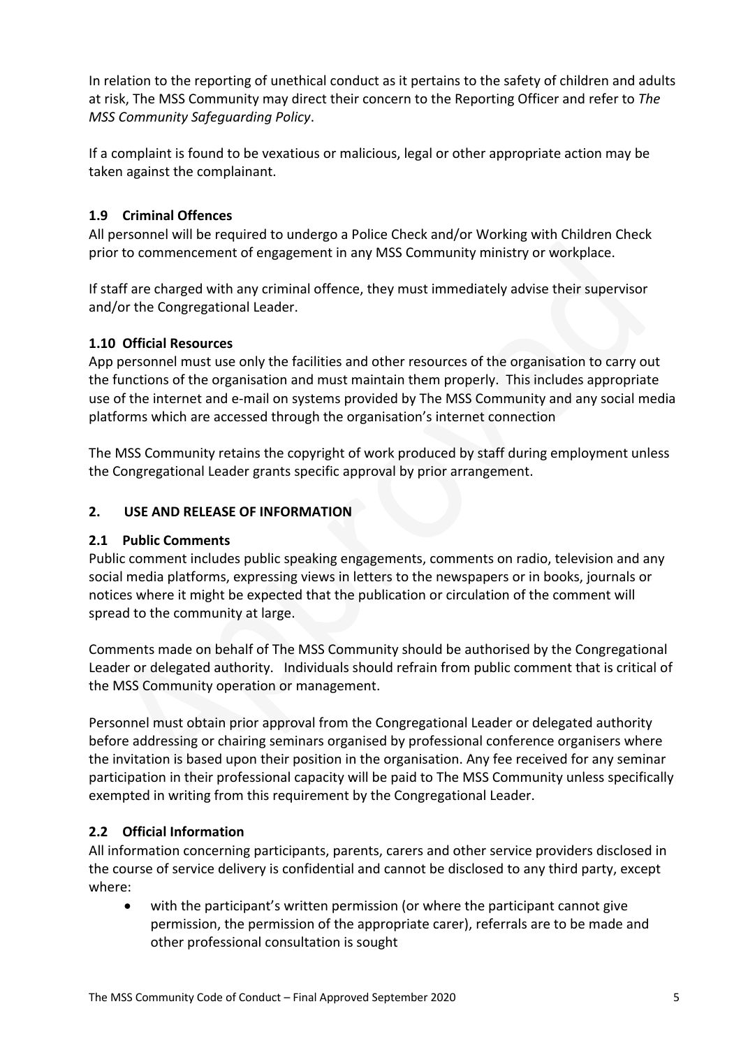In relation to the reporting of unethical conduct as it pertains to the safety of children and adults at risk, The MSS Community may direct their concern to the Reporting Officer and refer to *The MSS Community Safeguarding Policy*.

If a complaint is found to be vexatious or malicious, legal or other appropriate action may be taken against the complainant.

### 1.9 Criminal Offences

All personnel will be required to undergo a Police Check and/or Working with Children Check prior to commencement of engagement in any MSS Community ministry or workplace.

If staff are charged with any criminal offence, they must immediately advise their supervisor and/or the Congregational Leader.

### 1.10 Official Resources

App personnel must use only the facilities and other resources of the organisation to carry out the functions of the organisation and must maintain them properly. This includes appropriate use of the internet and e-mail on systems provided by The MSS Community and any social media platforms which are accessed through the organisation's internet connection

The MSS Community retains the copyright of work produced by staff during employment unless the Congregational Leader grants specific approval by prior arrangement.

## 2. USE AND RELEASE OF INFORMATION

### 2.1 Public Comments

Public comment includes public speaking engagements, comments on radio, television and any social media platforms, expressing views in letters to the newspapers or in books, journals or notices where it might be expected that the publication or circulation of the comment will spread to the community at large.

Comments made on behalf of The MSS Community should be authorised by the Congregational Leader or delegated authority. Individuals should refrain from public comment that is critical of the MSS Community operation or management.

Personnel must obtain prior approval from the Congregational Leader or delegated authority before addressing or chairing seminars organised by professional conference organisers where the invitation is based upon their position in the organisation. Any fee received for any seminar participation in their professional capacity will be paid to The MSS Community unless specifically exempted in writing from this requirement by the Congregational Leader.

### 2.2 Official Information

All information concerning participants, parents, carers and other service providers disclosed in the course of service delivery is confidential and cannot be disclosed to any third party, except where:

- with the participant's written permission (or where the participant cannot give permission, the permission of the appropriate carer), referrals are to be made and other professional consultation is sought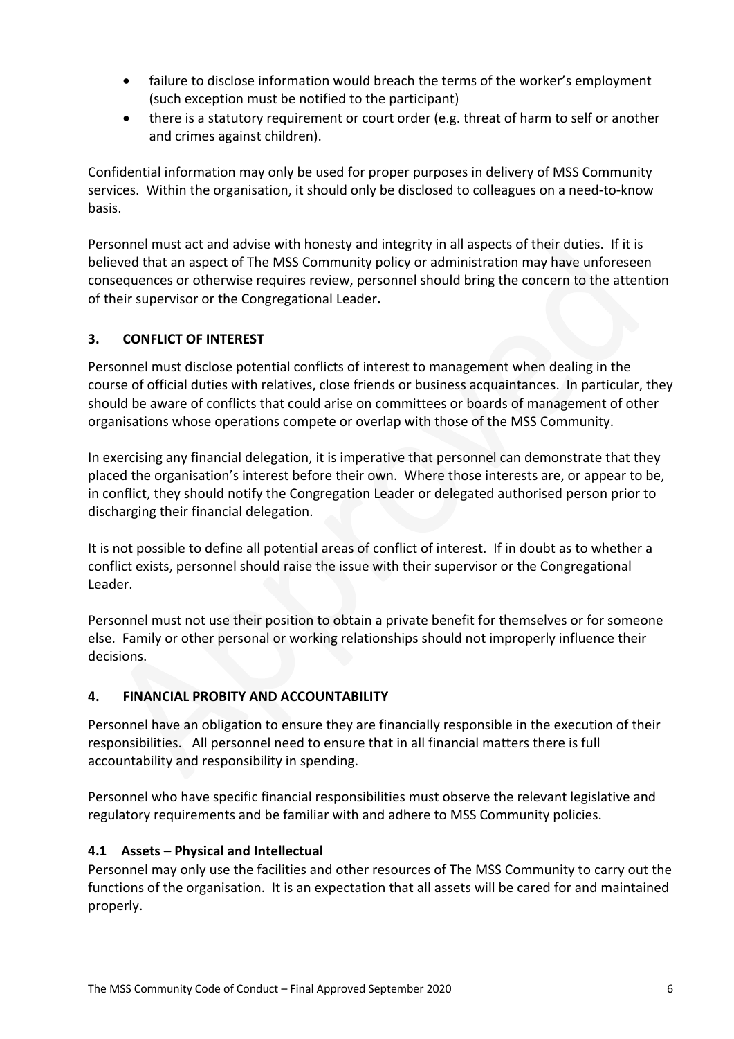- failure to disclose information would breach the terms of the worker's employment (such exception must be notified to the participant)
- there is a statutory requirement or court order (e.g. threat of harm to self or another and crimes against children).

Confidential information may only be used for proper purposes in delivery of MSS Community services. Within the organisation, it should only be disclosed to colleagues on a need-to-know basis.

Personnel must act and advise with honesty and integrity in all aspects of their duties. If it is believed that an aspect of The MSS Community policy or administration may have unforeseen consequences or otherwise requires review, personnel should bring the concern to the attention of their supervisor or the Congregational Leader**.**

## 3. CONFLICT OF INTEREST

Personnel must disclose potential conflicts of interest to management when dealing in the course of official duties with relatives, close friends or business acquaintances. In particular, they should be aware of conflicts that could arise on committees or boards of management of other organisations whose operations compete or overlap with those of the MSS Community.

In exercising any financial delegation, it is imperative that personnel can demonstrate that they placed the organisation's interest before their own. Where those interests are, or appear to be, in conflict, they should notify the Congregation Leader or delegated authorised person prior to discharging their financial delegation.

It is not possible to define all potential areas of conflict of interest. If in doubt as to whether a conflict exists, personnel should raise the issue with their supervisor or the Congregational Leader.

Personnel must not use their position to obtain a private benefit for themselves or for someone else. Family or other personal or working relationships should not improperly influence their decisions.

## 4. FINANCIAL PROBITY AND ACCOUNTABILITY

Personnel have an obligation to ensure they are financially responsible in the execution of their responsibilities. All personnel need to ensure that in all financial matters there is full accountability and responsibility in spending.

Personnel who have specific financial responsibilities must observe the relevant legislative and regulatory requirements and be familiar with and adhere to MSS Community policies.

### 4.1 Assets – Physical and Intellectual

Personnel may only use the facilities and other resources of The MSS Community to carry out the functions of the organisation. It is an expectation that all assets will be cared for and maintained properly.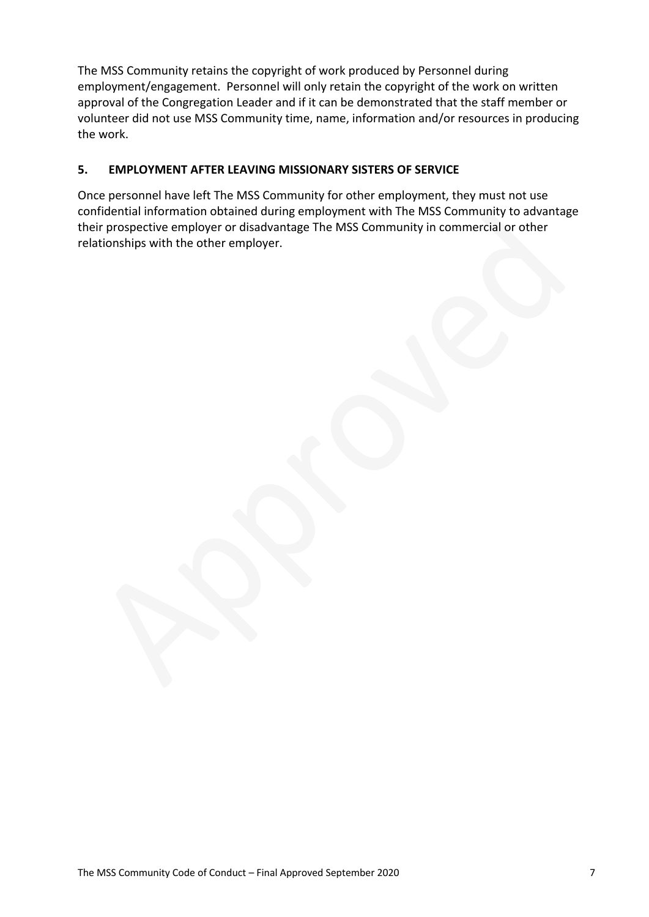The MSS Community retains the copyright of work produced by Personnel during employment/engagement. Personnel will only retain the copyright of the work on written approval of the Congregation Leader and if it can be demonstrated that the staff member or volunteer did not use MSS Community time, name, information and/or resources in producing the work.

## 5. EMPLOYMENT AFTER LEAVING MISSIONARY SISTERS OF SERVICE

Once personnel have left The MSS Community for other employment, they must not use confidential information obtained during employment with The MSS Community to advantage their prospective employer or disadvantage The MSS Community in commercial or other relationships with the other employer.